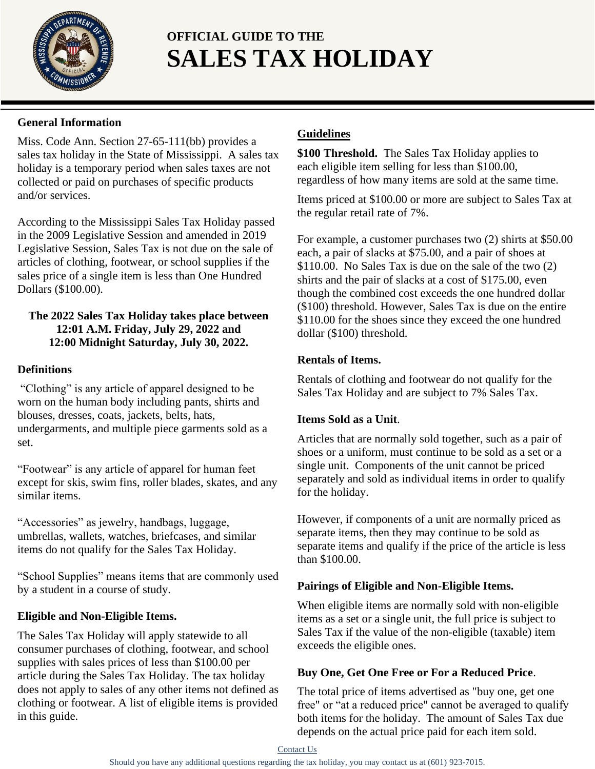# OFFICIAL GUIDE TO THE SALES TAX HOLIDAY

## General Information

Miss. Code Ann. Section 27-65-111(bb) provides a sales tax holiday in the State of Mississippi. A sales tax holiday is a temporary period when sales taxes are not collected or paid on purchases of specific products and/or services.

According to the Mississippi Sales Tax Holiday passed in the 2009 Legislative Session and amended in 2019 Legislative Session, Sales Tax is not due on the sale of articles of clothing, footwear, or school supplies if the sales price of a single item is less than One Hundred Dollars ($100.00).

**The 2022 Sales Tax Holiday takes place between 12:01 A.M. Friday, July 29, 2022 and 12:00 Midnight Saturday, July 30, 2022.**

## Definitions

"Clothing" is any article of apparel designed to be worn on the human body including pants, shirts and blouses, dresses, coats, jackets, belts, hats, undergarments, and multiple piece garments sold as a set.

"Footwear" is any article of apparel for human feet except for skis, swim fins, roller blades, skates, and any similar items.

"Accessories" as jewelry, handbags, luggage, umbrellas, wallets, watches, briefcases, and similar items do not qualify for the Sales Tax Holiday.

"School Supplies" means items that are commonly used by a student in a course of study.

### Eligible and Non-Eligible Items.

The Sales Tax Holiday will apply statewide to all consumer purchases of clothing, footwear, and school supplies with sales prices of less than $100.00 per article during the Sales Tax Holiday. The tax holiday does not apply to sales of any other items not defined as clothing or footwear. A list of eligible items is provided in this guide.

## Guidelines

**$100 Threshold.** The Sales Tax Holiday applies to each eligible item selling for less than $100.00, regardless of how many items are sold at the same time.

Items priced at $100.00 or more are subject to Sales Tax at the regular retail rate of 7%.

For example, a customer purchases two (2) shirts at $50.00 each, a pair of slacks at $75.00, and a pair of shoes at $110.00. No Sales Tax is due on the sale of the two (2) shirts and the pair of slacks at a cost of $175.00, even though the combined cost exceeds the one hundred dollar ($100) threshold. However, Sales Tax is due on the entire $110.00 for the shoes since they exceed the one hundred dollar ($100) threshold.

### Rentals of Items.

Rentals of clothing and footwear do not qualify for the Sales Tax Holiday and are subject to 7% Sales Tax.

### Items Sold as a Unit.

Articles that are normally sold together, such as a pair of shoes or a uniform, must continue to be sold as a set or a single unit. Components of the unit cannot be priced separately and sold as individual items in order to qualify for the holiday.

However, if components of a unit are normally priced as separate items, then they may continue to be sold as separate items and qualify if the price of the article is less than $100.00.

### Pairings of Eligible and Non-Eligible Items.

When eligible items are normally sold with non-eligible items as a set or a single unit, the full price is subject to Sales Tax if the value of the non-eligible (taxable) item exceeds the eligible ones.

### Buy One, Get One Free or For a Reduced Price.

The total price of items advertised as "buy one, get one free" or "at a reduced price" cannot be averaged to qualify both items for the holiday. The amount of Sales Tax due depends on the actual price paid for each item sold.

Contact Us

Should you have any additional questions regarding the tax holiday, you may contact us at (601) 923-7015.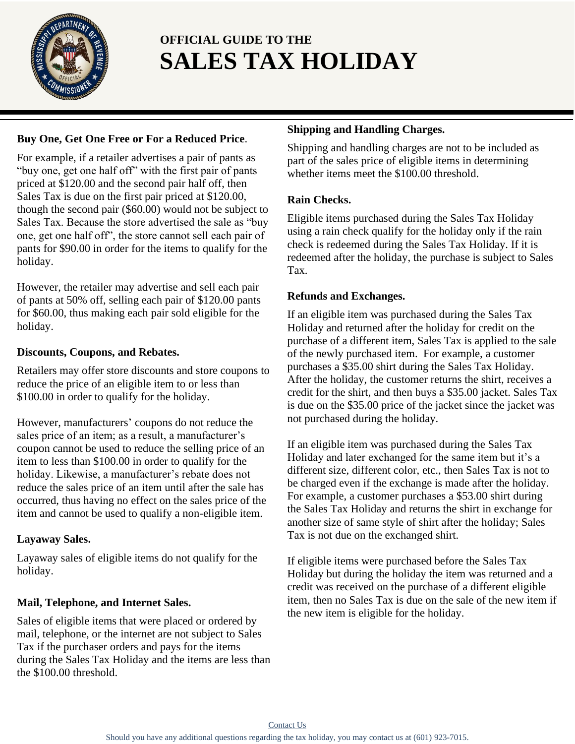# OFFICIAL GUIDE TO THE SALES TAX HOLIDAY

**Buy One, Get One Free or For a Reduced Price**.

For example, if a retailer advertises a pair of pants as "buy one, get one half off" with the first pair of pants priced at $120.00 and the second pair half off, then Sales Tax is due on the first pair priced at $120.00, though the second pair ($60.00) would not be subject to Sales Tax. Because the store advertised the sale as "buy one, get one half off", the store cannot sell each pair of pants for $90.00 in order for the items to qualify for the holiday.

However, the retailer may advertise and sell each pair of pants at 50% off, selling each pair of $120.00 pants for $60.00, thus making each pair sold eligible for the holiday.

**Discounts, Coupons, and Rebates.**

Retailers may offer store discounts and store coupons to reduce the price of an eligible item to or less than $100.00 in order to qualify for the holiday.

However, manufacturers' coupons do not reduce the sales price of an item; as a result, a manufacturer's coupon cannot be used to reduce the selling price of an item to less than $100.00 in order to qualify for the holiday. Likewise, a manufacturer's rebate does not reduce the sales price of an item until after the sale has occurred, thus having no effect on the sales price of the item and cannot be used to qualify a non-eligible item.

**Layaway Sales.**

Layaway sales of eligible items do not qualify for the holiday.

**Mail, Telephone, and Internet Sales.**

Sales of eligible items that were placed or ordered by mail, telephone, or the internet are not subject to Sales Tax if the purchaser orders and pays for the items during the Sales Tax Holiday and the items are less than the $100.00 threshold.

**Shipping and Handling Charges.**

Shipping and handling charges are not to be included as part of the sales price of eligible items in determining whether items meet the $100.00 threshold.

**Rain Checks.**

Eligible items purchased during the Sales Tax Holiday using a rain check qualify for the holiday only if the rain check is redeemed during the Sales Tax Holiday. If it is redeemed after the holiday, the purchase is subject to Sales Tax.

**Refunds and Exchanges.**

If an eligible item was purchased during the Sales Tax Holiday and returned after the holiday for credit on the purchase of a different item, Sales Tax is applied to the sale of the newly purchased item. For example, a customer purchases a $35.00 shirt during the Sales Tax Holiday. After the holiday, the customer returns the shirt, receives a credit for the shirt, and then buys a $35.00 jacket. Sales Tax is due on the $35.00 price of the jacket since the jacket was not purchased during the holiday.

If an eligible item was purchased during the Sales Tax Holiday and later exchanged for the same item but it's a different size, different color, etc., then Sales Tax is not to be charged even if the exchange is made after the holiday. For example, a customer purchases a $53.00 shirt during the Sales Tax Holiday and returns the shirt in exchange for another size of same style of shirt after the holiday; Sales Tax is not due on the exchanged shirt.

If eligible items were purchased before the Sales Tax Holiday but during the holiday the item was returned and a credit was received on the purchase of a different eligible item, then no Sales Tax is due on the sale of the new item if the new item is eligible for the holiday.

Contact Us

Should you have any additional questions regarding the tax holiday, you may contact us at (601) 923-7015.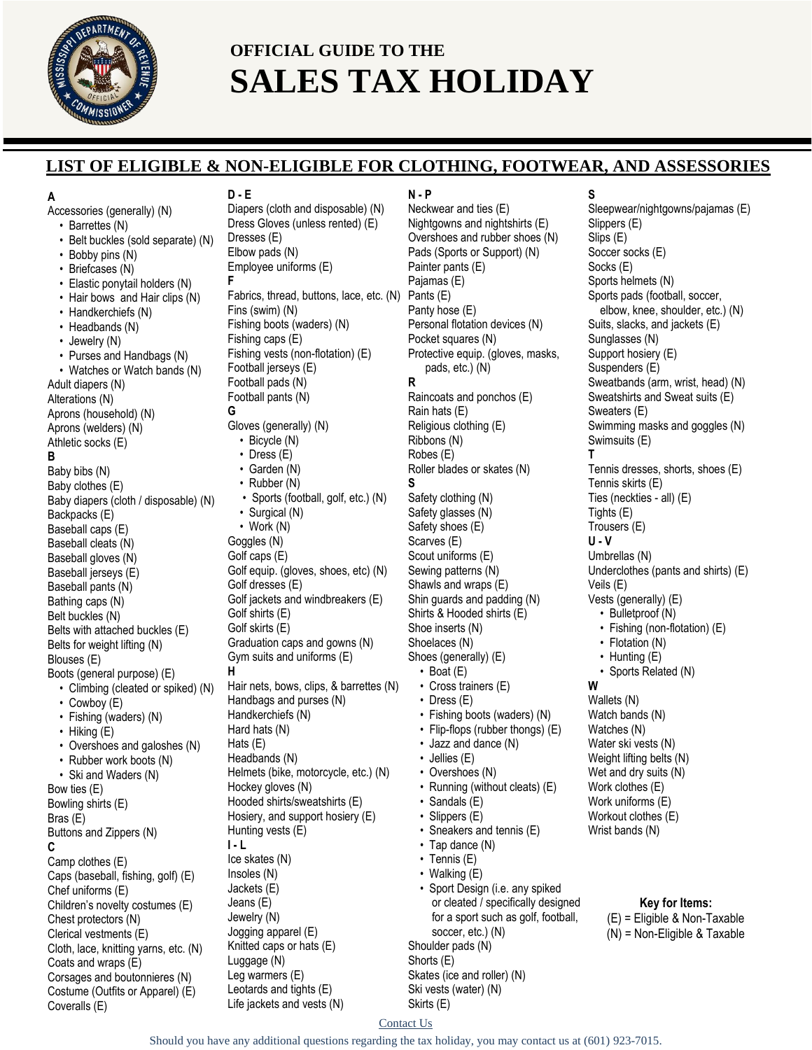# OFFICIAL GUIDE TO THE SALES TAX HOLIDAY

## LIST OF ELIGIBLE & NON-ELIGIBLE FOR CLOTHING, FOOTWEAR, AND ASSESSORIES

**A**

Accessories (generally) (N)
- Barrettes (N)
- Belt buckles (sold separate) (N)
- Bobby pins (N)
- Briefcases (N)
- Elastic ponytail holders (N)
- Hair bows and Hair clips (N)
- Handkerchiefs (N)
- Headbands (N)
- Jewelry (N)
- Purses and Handbags (N)
- Watches or Watch bands (N)

Adult diapers (N)
Alterations (N)
Aprons (household) (N)
Aprons (welders) (N)
Athletic socks (E)

**B**

Baby bibs (N)
Baby clothes (E)
Baby diapers (cloth / disposable) (N)
Backpacks (E)
Baseball caps (E)
Baseball cleats (N)
Baseball gloves (N)
Baseball jerseys (E)
Baseball pants (N)
Bathing caps (N)
Belt buckles (N)
Belts with attached buckles (E)
Belts for weight lifting (N)
Blouses (E)
Boots (general purpose) (E)
- Climbing (cleated or spiked) (N)
- Cowboy (E)
- Fishing (waders) (N)
- Hiking (E)
- Overshoes and galoshes (N)
- Rubber work boots (N)
- Ski and Waders (N)

Bow ties (E)
Bowling shirts (E)
Bras (E)
Buttons and Zippers (N)

**C**

Camp clothes (E)
Caps (baseball, fishing, golf) (E)
Chef uniforms (E)
Children's novelty costumes (E)
Chest protectors (N)
Clerical vestments (E)
Cloth, lace, knitting yarns, etc. (N)
Coats and wraps (E)
Corsages and boutonnieres (N)
Costume (Outfits or Apparel) (E)
Coveralls (E)

**D - E**

Diapers (cloth and disposable) (N)
Dress Gloves (unless rented) (E)
Dresses (E)
Elbow pads (N)
Employee uniforms (E)

**F**

Fabrics, thread, buttons, lace, etc. (N)
Fins (swim) (N)
Fishing boots (waders) (N)
Fishing caps (E)
Fishing vests (non-flotation) (E)
Football jerseys (E)
Football pads (N)
Football pants (N)

**G**

Gloves (generally) (N)
- Bicycle (N)
- Dress (E)
- Garden (N)
- Rubber (N)
- Sports (football, golf, etc.) (N)
- Surgical (N)
- Work (N)

Goggles (N)
Golf caps (E)
Golf equip. (gloves, shoes, etc) (N)
Golf dresses (E)
Golf jackets and windbreakers (E)
Golf shirts (E)
Golf skirts (E)
Graduation caps and gowns (N)
Gym suits and uniforms (E)

**H**

Hair nets, bows, clips, & barrettes (N)
Handbags and purses (N)
Handkerchiefs (N)
Hard hats (N)
Hats (E)
Headbands (N)
Helmets (bike, motorcycle, etc.) (N)
Hockey gloves (N)
Hooded shirts/sweatshirts (E)
Hosiery, and support hosiery (E)
Hunting vests (E)

**I - L**

Ice skates (N)
Insoles (N)
Jackets (E)
Jeans (E)
Jewelry (N)
Jogging apparel (E)
Knitted caps or hats (E)
Luggage (N)
Leg warmers (E)
Leotards and tights (E)
Life jackets and vests (N)

**N - P**

Neckwear and ties (E)
Nightgowns and nightshirts (E)
Overshoes and rubber shoes (N)
Pads (Sports or Support) (N)
Painter pants (E)
Pajamas (E)
Pants (E)
Panty hose (E)
Personal flotation devices (N)
Pocket squares (N)
Protective equip. (gloves, masks, pads, etc.) (N)

**R**

Raincoats and ponchos (E)
Rain hats (E)
Religious clothing (E)
Ribbons (N)
Robes (E)
Roller blades or skates (N)

**S**

Safety clothing (N)
Safety glasses (N)
Safety shoes (E)
Scarves (E)
Scout uniforms (E)
Sewing patterns (N)
Shawls and wraps (E)
Shin guards and padding (N)
Shirts & Hooded shirts (E)
Shoe inserts (N)
Shoelaces (N)
Shoes (generally) (E)
- Boat (E)
- Cross trainers (E)
- Dress (E)
- Fishing boots (waders) (N)
- Flip-flops (rubber thongs) (E)
- Jazz and dance (N)
- Jellies (E)
- Overshoes (N)
- Running (without cleats) (E)
- Sandals (E)
- Slippers (E)
- Sneakers and tennis (E)
- Tap dance (N)
- Tennis (E)
- Walking (E)
- Sport Design (i.e. any spiked or cleated / specifically designed for a sport such as golf, football, soccer, etc.) (N)

Shoulder pads (N)
Shorts (E)
Skates (ice and roller) (N)
Ski vests (water) (N)
Skirts (E)

**S**

Sleepwear/nightgowns/pajamas (E)
Slippers (E)
Slips (E)
Soccer socks (E)
Socks (E)
Sports helmets (N)
Sports pads (football, soccer, elbow, knee, shoulder, etc.) (N)
Suits, slacks, and jackets (E)
Sunglasses (N)
Support hosiery (E)
Suspenders (E)
Sweatbands (arm, wrist, head) (N)
Sweatshirts and Sweat suits (E)
Sweaters (E)
Swimming masks and goggles (N)
Swimsuits (E)

**T**

Tennis dresses, shorts, shoes (E)
Tennis skirts (E)
Ties (neckties - all) (E)
Tights (E)
Trousers (E)

**U - V**

Umbrellas (N)
Underclothes (pants and shirts) (E)
Veils (E)
Vests (generally) (E)
- Bulletproof (N)
- Fishing (non-flotation) (E)
- Flotation (N)
- Hunting (E)
- Sports Related (N)

**W**

Wallets (N)
Watch bands (N)
Watches (N)
Water ski vests (N)
Weight lifting belts (N)
Wet and dry suits (N)
Work clothes (E)
Work uniforms (E)
Workout clothes (E)
Wrist bands (N)

**Key for Items:**
(E) = Eligible & Non-Taxable
(N) = Non-Eligible & Taxable

Contact Us

Should you have any additional questions regarding the tax holiday, you may contact us at (601) 923-7015.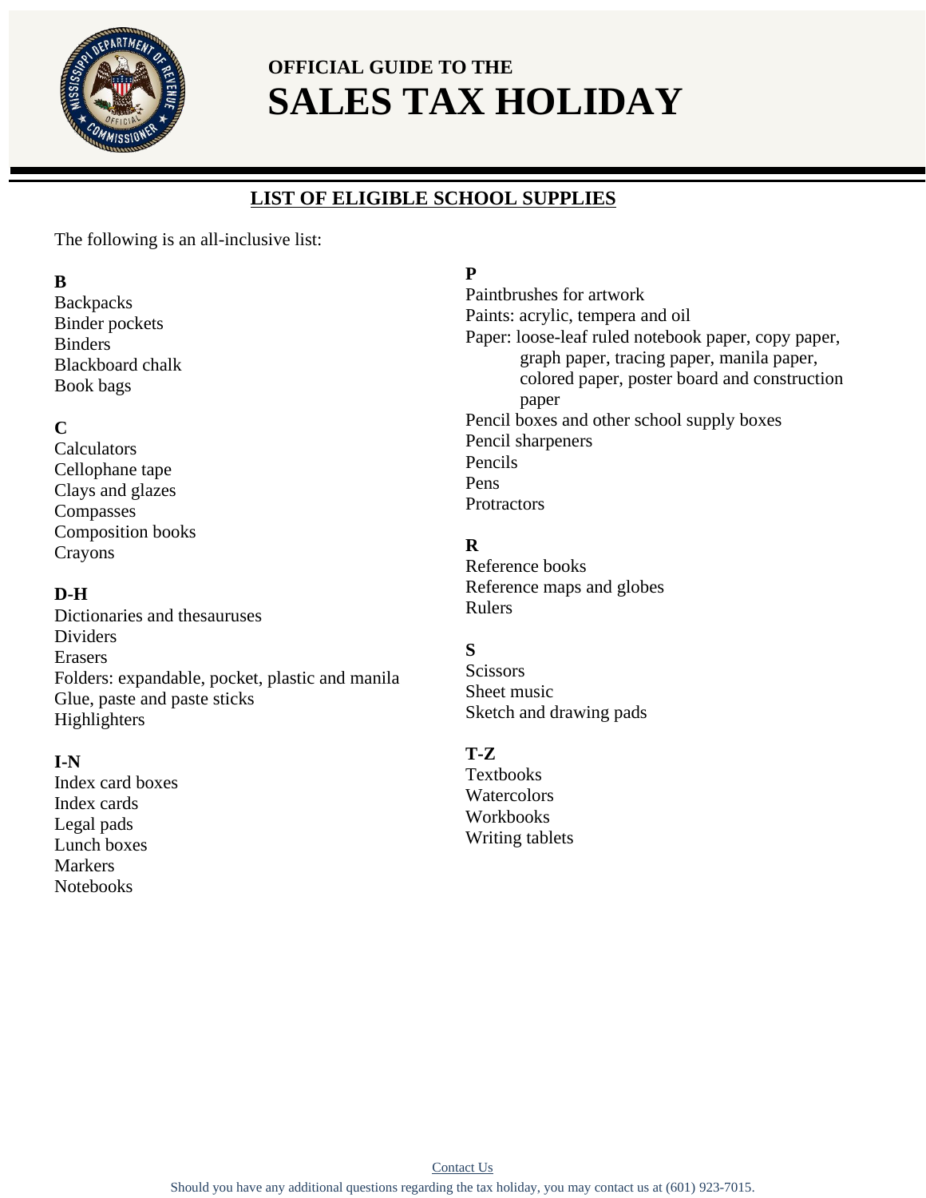OFFICIAL GUIDE TO THE

# SALES TAX HOLIDAY

## LIST OF ELIGIBLE SCHOOL SUPPLIES

The following is an all-inclusive list:

**B**

Backpacks
Binder pockets
Binders
Blackboard chalk
Book bags

**C**

Calculators
Cellophane tape
Clays and glazes
Compasses
Composition books
Crayons

**D-H**

Dictionaries and thesauruses
Dividers
Erasers
Folders: expandable, pocket, plastic and manila
Glue, paste and paste sticks
Highlighters

**I-N**

Index card boxes
Index cards
Legal pads
Lunch boxes
Markers
Notebooks

**P**

Paintbrushes for artwork
Paints: acrylic, tempera and oil
Paper: loose-leaf ruled notebook paper, copy paper, graph paper, tracing paper, manila paper, colored paper, poster board and construction paper
Pencil boxes and other school supply boxes
Pencil sharpeners
Pencils
Pens
Protractors

**R**

Reference books
Reference maps and globes
Rulers

**S**

Scissors
Sheet music
Sketch and drawing pads

**T-Z**

Textbooks
Watercolors
Workbooks
Writing tablets

Contact Us

Should you have any additional questions regarding the tax holiday, you may contact us at (601) 923-7015.